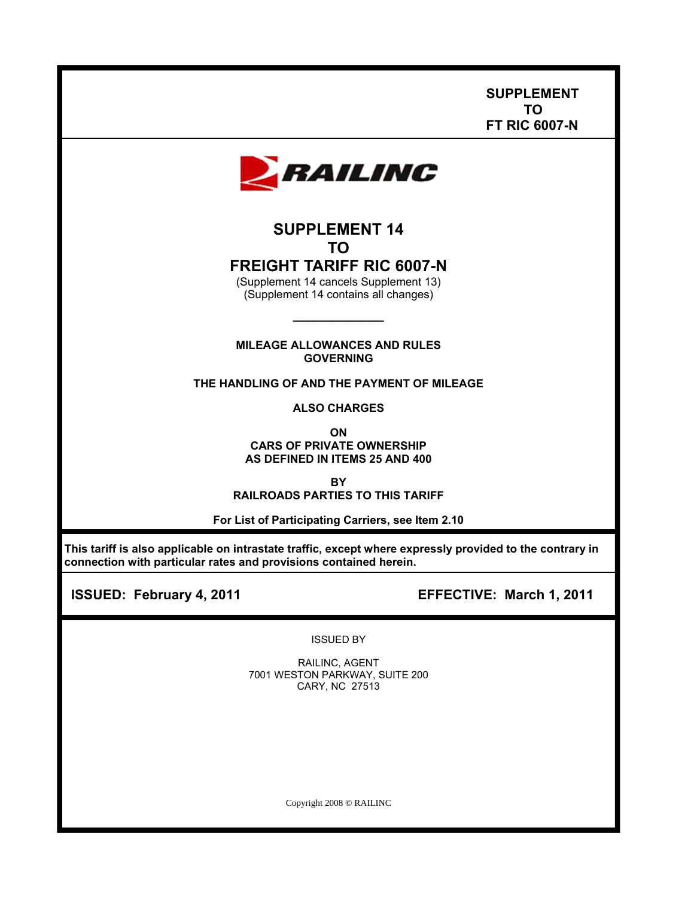**SUPPLEMENT TO FT RIC 6007-N**

RAILINC

# SUPPLEMENT 14 TO FREIGHT TARIFF RIC 6007-N

(Supplement 14 cancels Supplement 13)
(Supplement 14 contains all changes)

---

**MILEAGE ALLOWANCES AND RULES GOVERNING**

**THE HANDLING OF AND THE PAYMENT OF MILEAGE**

**ALSO CHARGES**

**ON CARS OF PRIVATE OWNERSHIP AS DEFINED IN ITEMS 25 AND 400**

**BY RAILROADS PARTIES TO THIS TARIFF**

**For List of Participating Carriers, see Item 2.10**

**This tariff is also applicable on intrastate traffic, except where expressly provided to the contrary in connection with particular rates and provisions contained herein.**

**ISSUED: February 4, 2011** **EFFECTIVE: March 1, 2011**

ISSUED BY

RAILINC, AGENT
7001 WESTON PARKWAY, SUITE 200
CARY, NC 27513

Copyright 2008 © RAILINC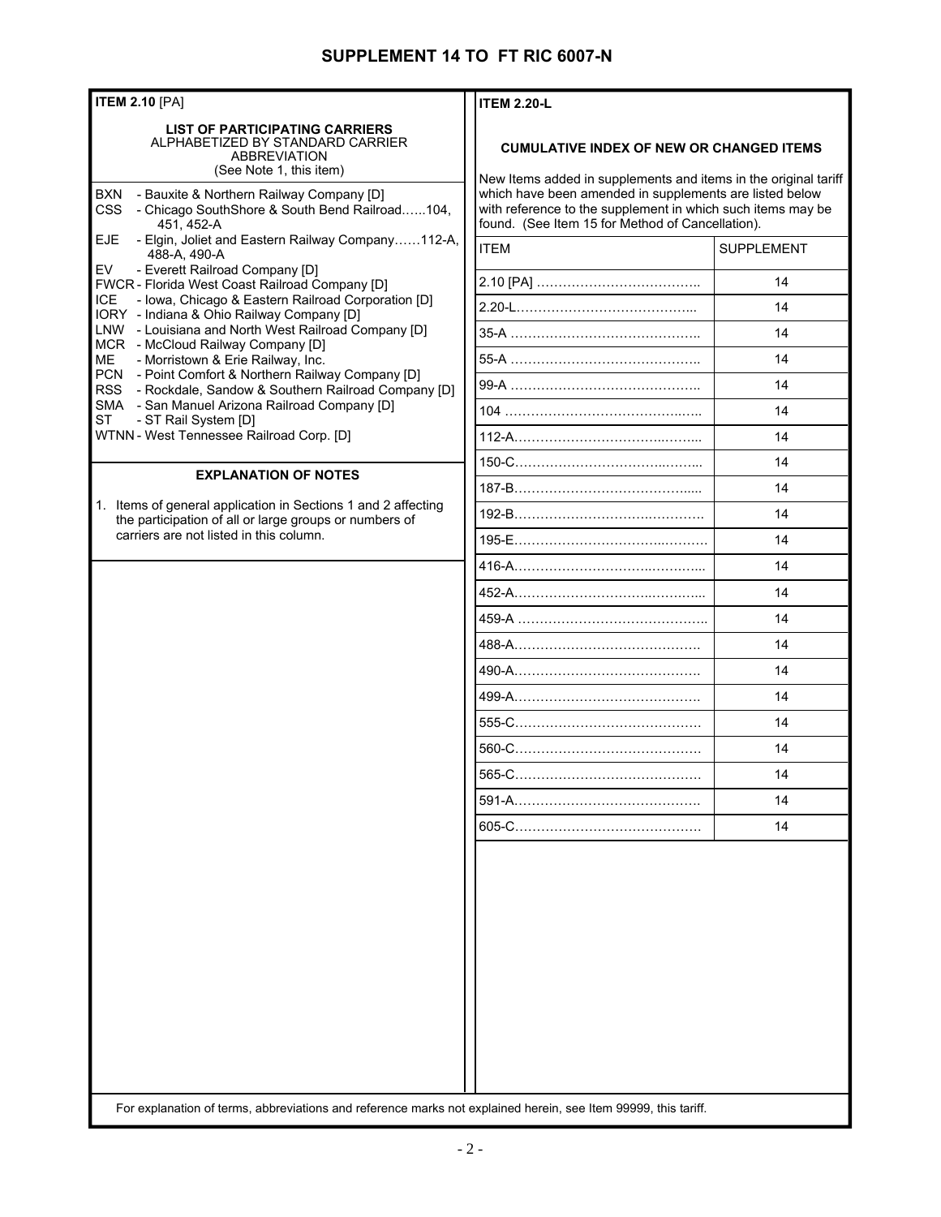# SUPPLEMENT 14 TO FT RIC 6007-N

**ITEM 2.10** [PA]

**LIST OF PARTICIPATING CARRIERS**
ALPHABETIZED BY STANDARD CARRIER ABBREVIATION
(See Note 1, this item)

BXN - Bauxite & Northern Railway Company [D]
CSS - Chicago SouthShore & South Bend Railroad......104, 451, 452-A
EJE - Elgin, Joliet and Eastern Railway Company......112-A, 488-A, 490-A
EV - Everett Railroad Company [D]
FWCR - Florida West Coast Railroad Company [D]
ICE - Iowa, Chicago & Eastern Railroad Corporation [D]
IORY - Indiana & Ohio Railway Company [D]
LNW - Louisiana and North West Railroad Company [D]
MCR - McCloud Railway Company [D]
ME - Morristown & Erie Railway, Inc.
PCN - Point Comfort & Northern Railway Company [D]
RSS - Rockdale, Sandow & Southern Railroad Company [D]
SMA - San Manuel Arizona Railroad Company [D]
ST - ST Rail System [D]
WTNN - West Tennessee Railroad Corp. [D]

**EXPLANATION OF NOTES**

1. Items of general application in Sections 1 and 2 affecting the participation of all or large groups or numbers of carriers are not listed in this column.

**ITEM 2.20-L**

**CUMULATIVE INDEX OF NEW OR CHANGED ITEMS**

New Items added in supplements and items in the original tariff which have been amended in supplements are listed below with reference to the supplement in which such items may be found. (See Item 15 for Method of Cancellation).

| ITEM | SUPPLEMENT |
|---|---|
| 2.10 [PA] | 14 |
| 2.20-L | 14 |
| 35-A | 14 |
| 55-A | 14 |
| 99-A | 14 |
| 104 | 14 |
| 112-A | 14 |
| 150-C | 14 |
| 187-B | 14 |
| 192-B | 14 |
| 195-E | 14 |
| 416-A | 14 |
| 452-A | 14 |
| 459-A | 14 |
| 488-A | 14 |
| 490-A | 14 |
| 499-A | 14 |
| 555-C | 14 |
| 560-C | 14 |
| 565-C | 14 |
| 591-A | 14 |
| 605-C | 14 |

For explanation of terms, abbreviations and reference marks not explained herein, see Item 99999, this tariff.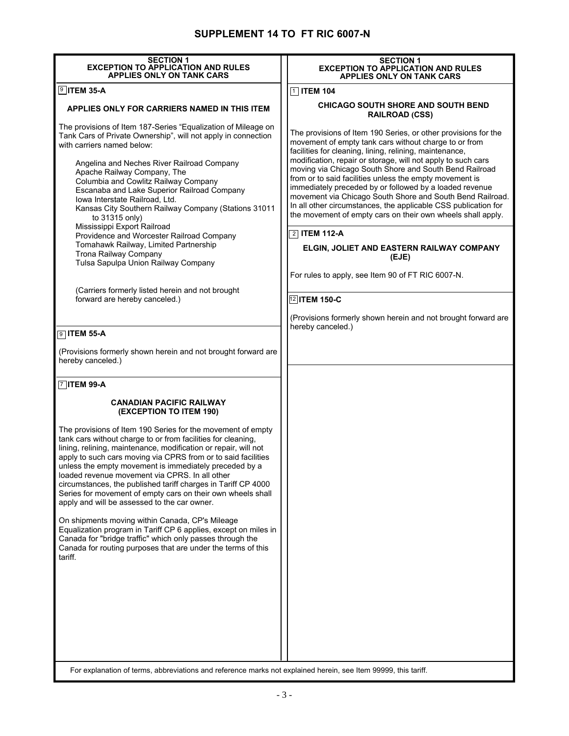# SUPPLEMENT 14 TO FT RIC 6007-N

## SECTION 1
## EXCEPTION TO APPLICATION AND RULES
## APPLIES ONLY ON TANK CARS

### [9] ITEM 35-A

**APPLIES ONLY FOR CARRIERS NAMED IN THIS ITEM**

The provisions of Item 187-Series "Equalization of Mileage on Tank Cars of Private Ownership", will not apply in connection with carriers named below:

- Angelina and Neches River Railroad Company
- Apache Railway Company, The
- Columbia and Cowlitz Railway Company
- Escanaba and Lake Superior Railroad Company
- Iowa Interstate Railroad, Ltd.
- Kansas City Southern Railway Company (Stations 31011 to 31315 only)
- Mississippi Export Railroad
- Providence and Worcester Railroad Company
- Tomahawk Railway, Limited Partnership
- Trona Railway Company
- Tulsa Sapulpa Union Railway Company

(Carriers formerly listed herein and not brought forward are hereby canceled.)

### [9] ITEM 55-A

(Provisions formerly shown herein and not brought forward are hereby canceled.)

### [7] ITEM 99-A

**CANADIAN PACIFIC RAILWAY (EXCEPTION TO ITEM 190)**

The provisions of Item 190 Series for the movement of empty tank cars without charge to or from facilities for cleaning, lining, relining, maintenance, modification or repair, will not apply to such cars moving via CPRS from or to said facilities unless the empty movement is immediately preceded by a loaded revenue movement via CPRS. In all other circumstances, the published tariff charges in Tariff CP 4000 Series for movement of empty cars on their own wheels shall apply and will be assessed to the car owner.

On shipments moving within Canada, CP's Mileage Equalization program in Tariff CP 6 applies, except on miles in Canada for "bridge traffic" which only passes through the Canada for routing purposes that are under the terms of this tariff.

### [1] ITEM 104

**CHICAGO SOUTH SHORE AND SOUTH BEND RAILROAD (CSS)**

The provisions of Item 190 Series, or other provisions for the movement of empty tank cars without charge to or from facilities for cleaning, lining, relining, maintenance, modification, repair or storage, will not apply to such cars moving via Chicago South Shore and South Bend Railroad from or to said facilities unless the empty movement is immediately preceded by or followed by a loaded revenue movement via Chicago South Shore and South Bend Railroad. In all other circumstances, the applicable CSS publication for the movement of empty cars on their own wheels shall apply.

### [2] ITEM 112-A

**ELGIN, JOLIET AND EASTERN RAILWAY COMPANY (EJE)**

For rules to apply, see Item 90 of FT RIC 6007-N.

### [12] ITEM 150-C

(Provisions formerly shown herein and not brought forward are hereby canceled.)

For explanation of terms, abbreviations and reference marks not explained herein, see Item 99999, this tariff.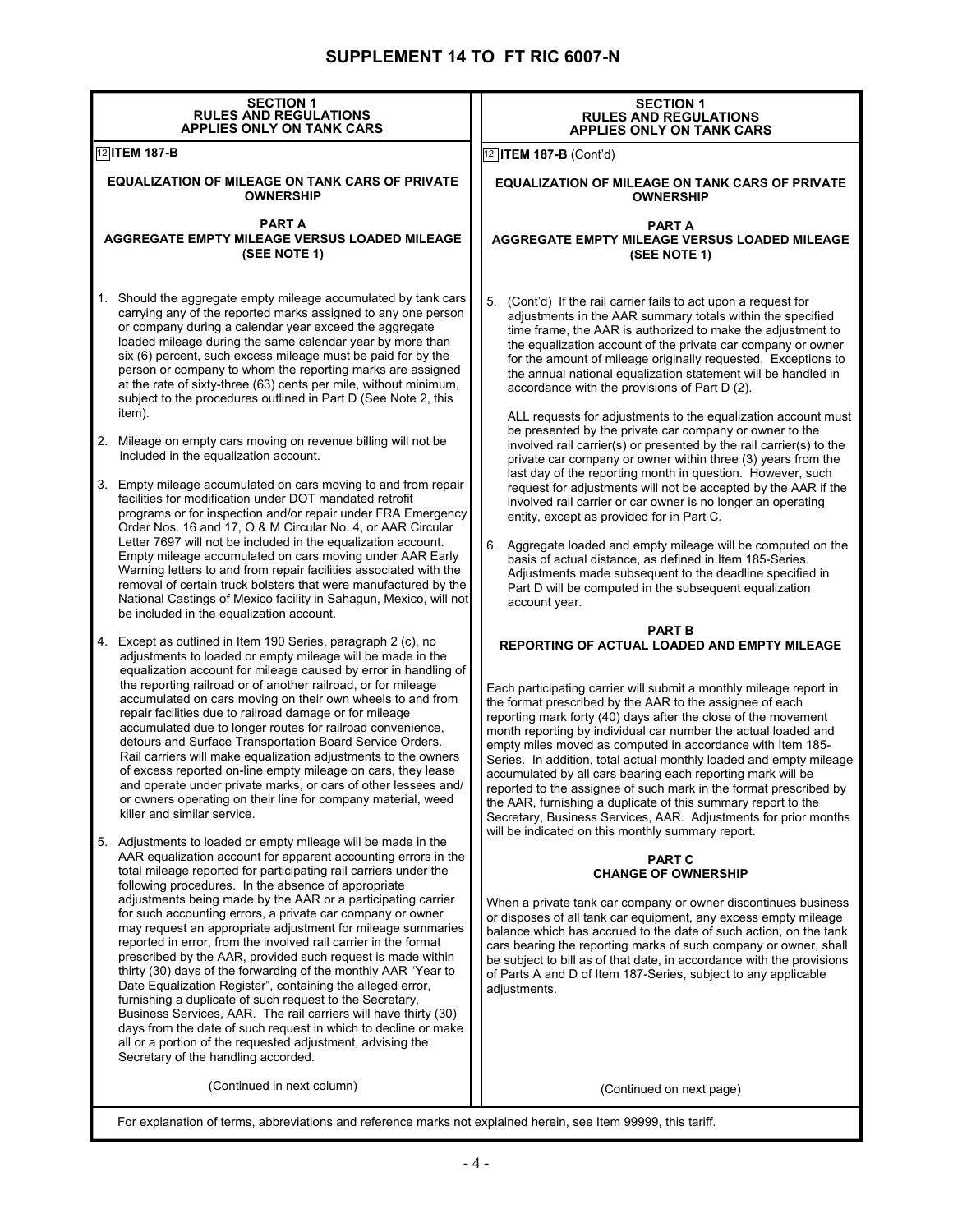# SUPPLEMENT 14 TO FT RIC 6007-N

## SECTION 1
## RULES AND REGULATIONS
## APPLIES ONLY ON TANK CARS

[12] **ITEM 187-B**

**EQUALIZATION OF MILEAGE ON TANK CARS OF PRIVATE OWNERSHIP**

**PART A**
**AGGREGATE EMPTY MILEAGE VERSUS LOADED MILEAGE (SEE NOTE 1)**

1. Should the aggregate empty mileage accumulated by tank cars carrying any of the reported marks assigned to any one person or company during a calendar year exceed the aggregate loaded mileage during the same calendar year by more than six (6) percent, such excess mileage must be paid for by the person or company to whom the reporting marks are assigned at the rate of sixty-three (63) cents per mile, without minimum, subject to the procedures outlined in Part D (See Note 2, this item).

2. Mileage on empty cars moving on revenue billing will not be included in the equalization account.

3. Empty mileage accumulated on cars moving to and from repair facilities for modification under DOT mandated retrofit programs or for inspection and/or repair under FRA Emergency Order Nos. 16 and 17, O & M Circular No. 4, or AAR Circular Letter 7697 will not be included in the equalization account. Empty mileage accumulated on cars moving under AAR Early Warning letters to and from repair facilities associated with the removal of certain truck bolsters that were manufactured by the National Castings of Mexico facility in Sahagun, Mexico, will not be included in the equalization account.

4. Except as outlined in Item 190 Series, paragraph 2 (c), no adjustments to loaded or empty mileage will be made in the equalization account for mileage caused by error in handling of the reporting railroad or of another railroad, or for mileage accumulated on cars moving on their own wheels to and from repair facilities due to railroad damage or for mileage accumulated due to longer routes for railroad convenience, detours and Surface Transportation Board Service Orders. Rail carriers will make equalization adjustments to the owners of excess reported on-line empty mileage on cars, they lease and operate under private marks, or cars of other lessees and/ or owners operating on their line for company material, weed killer and similar service.

5. Adjustments to loaded or empty mileage will be made in the AAR equalization account for apparent accounting errors in the total mileage reported for participating rail carriers under the following procedures. In the absence of appropriate adjustments being made by the AAR or a participating carrier for such accounting errors, a private car company or owner may request an appropriate adjustment for mileage summaries reported in error, from the involved rail carrier in the format prescribed by the AAR, provided such request is made within thirty (30) days of the forwarding of the monthly AAR "Year to Date Equalization Register", containing the alleged error, furnishing a duplicate of such request to the Secretary, Business Services, AAR. The rail carriers will have thirty (30) days from the date of such request in which to decline or make all or a portion of the requested adjustment, advising the Secretary of the handling accorded.

   (Cont'd) If the rail carrier fails to act upon a request for adjustments in the AAR summary totals within the specified time frame, the AAR is authorized to make the adjustment to the equalization account of the private car company or owner for the amount of mileage originally requested. Exceptions to the annual national equalization statement will be handled in accordance with the provisions of Part D (2).

   ALL requests for adjustments to the equalization account must be presented by the private car company or owner to the involved rail carrier(s) or presented by the rail carrier(s) to the private car company or owner within three (3) years from the last day of the reporting month in question. However, such request for adjustments will not be accepted by the AAR if the involved rail carrier or car owner is no longer an operating entity, except as provided for in Part C.

6. Aggregate loaded and empty mileage will be computed on the basis of actual distance, as defined in Item 185-Series. Adjustments made subsequent to the deadline specified in Part D will be computed in the subsequent equalization account year.

**PART B**
**REPORTING OF ACTUAL LOADED AND EMPTY MILEAGE**

Each participating carrier will submit a monthly mileage report in the format prescribed by the AAR to the assignee of each reporting mark forty (40) days after the close of the movement month reporting by individual car number the actual loaded and empty miles moved as computed in accordance with Item 185-Series. In addition, total actual monthly loaded and empty mileage accumulated by all cars bearing each reporting mark will be reported to the assignee of such mark in the format prescribed by the AAR, furnishing a duplicate of this summary report to the Secretary, Business Services, AAR. Adjustments for prior months will be indicated on this monthly summary report.

**PART C**
**CHANGE OF OWNERSHIP**

When a private tank car company or owner discontinues business or disposes of all tank car equipment, any excess empty mileage balance which has accrued to the date of such action, on the tank cars bearing the reporting marks of such company or owner, shall be subject to bill as of that date, in accordance with the provisions of Parts A and D of Item 187-Series, subject to any applicable adjustments.

(Continued on next page)

For explanation of terms, abbreviations and reference marks not explained herein, see Item 99999, this tariff.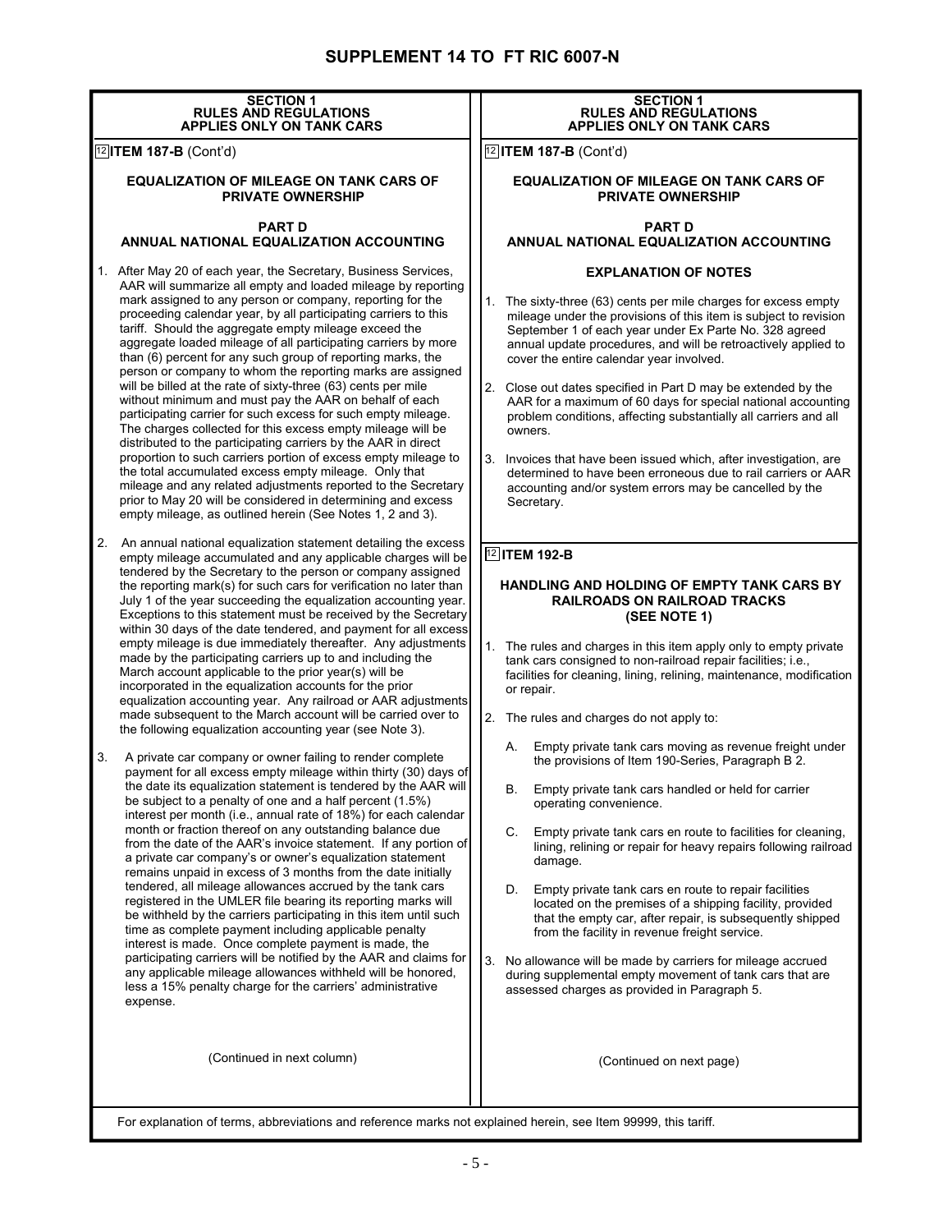## SUPPLEMENT 14 TO FT RIC 6007-N

### SECTION 1
### RULES AND REGULATIONS
### APPLIES ONLY ON TANK CARS

[12] **ITEM 187-B** (Cont'd)

**EQUALIZATION OF MILEAGE ON TANK CARS OF PRIVATE OWNERSHIP**

**PART D**
**ANNUAL NATIONAL EQUALIZATION ACCOUNTING**

1. After May 20 of each year, the Secretary, Business Services, AAR will summarize all empty and loaded mileage by reporting mark assigned to any person or company, reporting for the proceeding calendar year, by all participating carriers to this tariff. Should the aggregate empty mileage exceed the aggregate loaded mileage of all participating carriers by more than (6) percent for any such group of reporting marks, the person or company to whom the reporting marks are assigned will be billed at the rate of sixty-three (63) cents per mile without minimum and must pay the AAR on behalf of each participating carrier for such excess for such empty mileage. The charges collected for this excess empty mileage will be distributed to the participating carriers by the AAR in direct proportion to such carriers portion of excess empty mileage to the total accumulated excess empty mileage. Only that mileage and any related adjustments reported to the Secretary prior to May 20 will be considered in determining and excess empty mileage, as outlined herein (See Notes 1, 2 and 3).

2. An annual national equalization statement detailing the excess empty mileage accumulated and any applicable charges will be tendered by the Secretary to the person or company assigned the reporting mark(s) for such cars for verification no later than July 1 of the year succeeding the equalization accounting year. Exceptions to this statement must be received by the Secretary within 30 days of the date tendered, and payment for all excess empty mileage is due immediately thereafter. Any adjustments made by the participating carriers up to and including the March account applicable to the prior year(s) will be incorporated in the equalization accounts for the prior equalization accounting year. Any railroad or AAR adjustments made subsequent to the March account will be carried over to the following equalization accounting year (see Note 3).

3. A private car company or owner failing to render complete payment for all excess empty mileage within thirty (30) days of the date its equalization statement is tendered by the AAR will be subject to a penalty of one and a half percent (1.5%) interest per month (i.e., annual rate of 18%) for each calendar month or fraction thereof on any outstanding balance due from the date of the AAR's invoice statement. If any portion of a private car company's or owner's equalization statement remains unpaid in excess of 3 months from the date initially tendered, all mileage allowances accrued by the tank cars registered in the UMLER file bearing its reporting marks will be withheld by the carriers participating in this item until such time as complete payment including applicable penalty interest is made. Once complete payment is made, the participating carriers will be notified by the AAR and claims for any applicable mileage allowances withheld will be honored, less a 15% penalty charge for the carriers' administrative expense.

(Continued in next column)

[12] **ITEM 187-B** (Cont'd)

**EQUALIZATION OF MILEAGE ON TANK CARS OF PRIVATE OWNERSHIP**

**PART D**
**ANNUAL NATIONAL EQUALIZATION ACCOUNTING**

**EXPLANATION OF NOTES**

1. The sixty-three (63) cents per mile charges for excess empty mileage under the provisions of this item is subject to revision September 1 of each year under Ex Parte No. 328 agreed annual update procedures, and will be retroactively applied to cover the entire calendar year involved.

2. Close out dates specified in Part D may be extended by the AAR for a maximum of 60 days for special national accounting problem conditions, affecting substantially all carriers and all owners.

3. Invoices that have been issued which, after investigation, are determined to have been erroneous due to rail carriers or AAR accounting and/or system errors may be cancelled by the Secretary.

[12] **ITEM 192-B**

**HANDLING AND HOLDING OF EMPTY TANK CARS BY RAILROADS ON RAILROAD TRACKS (SEE NOTE 1)**

1. The rules and charges in this item apply only to empty private tank cars consigned to non-railroad repair facilities; i.e., facilities for cleaning, lining, relining, maintenance, modification or repair.

2. The rules and charges do not apply to:

   A. Empty private tank cars moving as revenue freight under the provisions of Item 190-Series, Paragraph B 2.

   B. Empty private tank cars handled or held for carrier operating convenience.

   C. Empty private tank cars en route to facilities for cleaning, lining, relining or repair for heavy repairs following railroad damage.

   D. Empty private tank cars en route to repair facilities located on the premises of a shipping facility, provided that the empty car, after repair, is subsequently shipped from the facility in revenue freight service.

3. No allowance will be made by carriers for mileage accrued during supplemental empty movement of tank cars that are assessed charges as provided in Paragraph 5.

(Continued on next page)

For explanation of terms, abbreviations and reference marks not explained herein, see Item 99999, this tariff.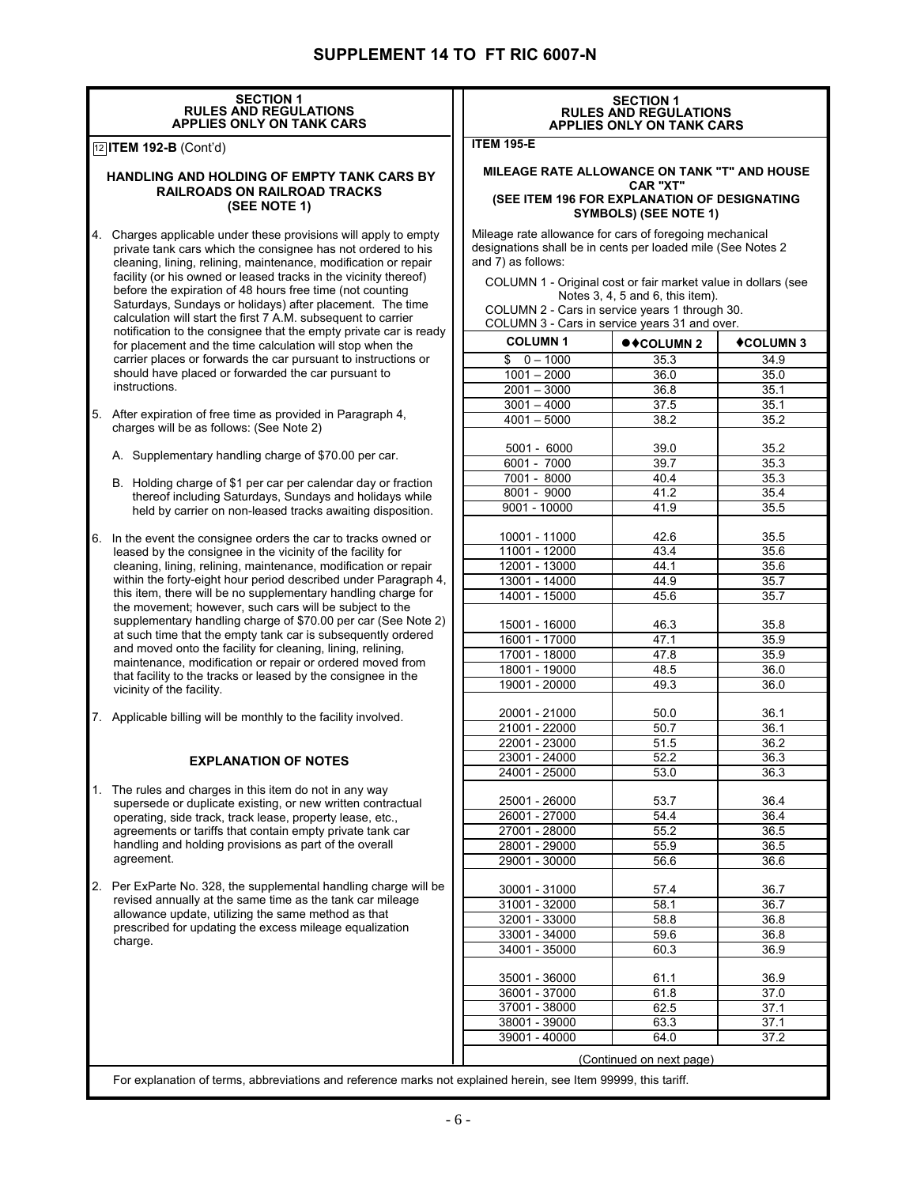# SUPPLEMENT 14 TO FT RIC 6007-N

## SECTION 1
## RULES AND REGULATIONS
## APPLIES ONLY ON TANK CARS

[12] **ITEM 192-B** (Cont'd)

### HANDLING AND HOLDING OF EMPTY TANK CARS BY RAILROADS ON RAILROAD TRACKS (SEE NOTE 1)

4. Charges applicable under these provisions will apply to empty private tank cars which the consignee has not ordered to his cleaning, lining, relining, maintenance, modification or repair facility (or his owned or leased tracks in the vicinity thereof) before the expiration of 48 hours free time (not counting Saturdays, Sundays or holidays) after placement. The time calculation will start the first 7 A.M. subsequent to carrier notification to the consignee that the empty private car is ready for placement and the time calculation will stop when the carrier places or forwards the car pursuant to instructions or should have placed or forwarded the car pursuant to instructions.

5. After expiration of free time as provided in Paragraph 4, charges will be as follows: (See Note 2)

   A. Supplementary handling charge of $70.00 per car.

   B. Holding charge of $1 per car per calendar day or fraction thereof including Saturdays, Sundays and holidays while held by carrier on non-leased tracks awaiting disposition.

6. In the event the consignee orders the car to tracks owned or leased by the consignee in the vicinity of the facility for cleaning, lining, relining, maintenance, modification or repair within the forty-eight hour period described under Paragraph 4, this item, there will be no supplementary handling charge for the movement; however, such cars will be subject to the supplementary handling charge of $70.00 per car (See Note 2) at such time that the empty tank car is subsequently ordered and moved onto the facility for cleaning, lining, relining, maintenance, modification or repair or ordered moved from that facility to the tracks or leased by the consignee in the vicinity of the facility.

7. Applicable billing will be monthly to the facility involved.

### EXPLANATION OF NOTES

1. The rules and charges in this item do not in any way supersede or duplicate existing, or new written contractual operating, side track, track lease, property lease, etc., agreements or tariffs that contain empty private tank car handling and holding provisions as part of the overall agreement.

2. Per ExParte No. 328, the supplemental handling charge will be revised annually at the same time as the tank car mileage allowance update, utilizing the same method as that prescribed for updating the excess mileage equalization charge.

## SECTION 1
## RULES AND REGULATIONS
## APPLIES ONLY ON TANK CARS

**ITEM 195-E**

### MILEAGE RATE ALLOWANCE ON TANK "T" AND HOUSE CAR "XT" (SEE ITEM 196 FOR EXPLANATION OF DESIGNATING SYMBOLS) (SEE NOTE 1)

Mileage rate allowance for cars of foregoing mechanical designations shall be in cents per loaded mile (See Notes 2 and 7) as follows:

COLUMN 1 - Original cost or fair market value in dollars (see Notes 3, 4, 5 and 6, this item).
COLUMN 2 - Cars in service years 1 through 30.
COLUMN 3 - Cars in service years 31 and over.

| COLUMN 1 | ●♦COLUMN 2 | ♦COLUMN 3 |
|---|---|---|
| $ 0 – 1000 | 35.3 | 34.9 |
| 1001 – 2000 | 36.0 | 35.0 |
| 2001 – 3000 | 36.8 | 35.1 |
| 3001 – 4000 | 37.5 | 35.1 |
| 4001 – 5000 | 38.2 | 35.2 |
| 5001 - 6000 | 39.0 | 35.2 |
| 6001 - 7000 | 39.7 | 35.3 |
| 7001 - 8000 | 40.4 | 35.3 |
| 8001 - 9000 | 41.2 | 35.4 |
| 9001 - 10000 | 41.9 | 35.5 |
| 10001 - 11000 | 42.6 | 35.5 |
| 11001 - 12000 | 43.4 | 35.6 |
| 12001 - 13000 | 44.1 | 35.6 |
| 13001 - 14000 | 44.9 | 35.7 |
| 14001 - 15000 | 45.6 | 35.7 |
| 15001 - 16000 | 46.3 | 35.8 |
| 16001 - 17000 | 47.1 | 35.9 |
| 17001 - 18000 | 47.8 | 35.9 |
| 18001 - 19000 | 48.5 | 36.0 |
| 19001 - 20000 | 49.3 | 36.0 |
| 20001 - 21000 | 50.0 | 36.1 |
| 21001 - 22000 | 50.7 | 36.1 |
| 22001 - 23000 | 51.5 | 36.2 |
| 23001 - 24000 | 52.2 | 36.3 |
| 24001 - 25000 | 53.0 | 36.3 |
| 25001 - 26000 | 53.7 | 36.4 |
| 26001 - 27000 | 54.4 | 36.4 |
| 27001 - 28000 | 55.2 | 36.5 |
| 28001 - 29000 | 55.9 | 36.5 |
| 29001 - 30000 | 56.6 | 36.6 |
| 30001 - 31000 | 57.4 | 36.7 |
| 31001 - 32000 | 58.1 | 36.7 |
| 32001 - 33000 | 58.8 | 36.8 |
| 33001 - 34000 | 59.6 | 36.8 |
| 34001 - 35000 | 60.3 | 36.9 |
| 35001 - 36000 | 61.1 | 36.9 |
| 36001 - 37000 | 61.8 | 37.0 |
| 37001 - 38000 | 62.5 | 37.1 |
| 38001 - 39000 | 63.3 | 37.1 |
| 39001 - 40000 | 64.0 | 37.2 |

(Continued on next page)

For explanation of terms, abbreviations and reference marks not explained herein, see Item 99999, this tariff.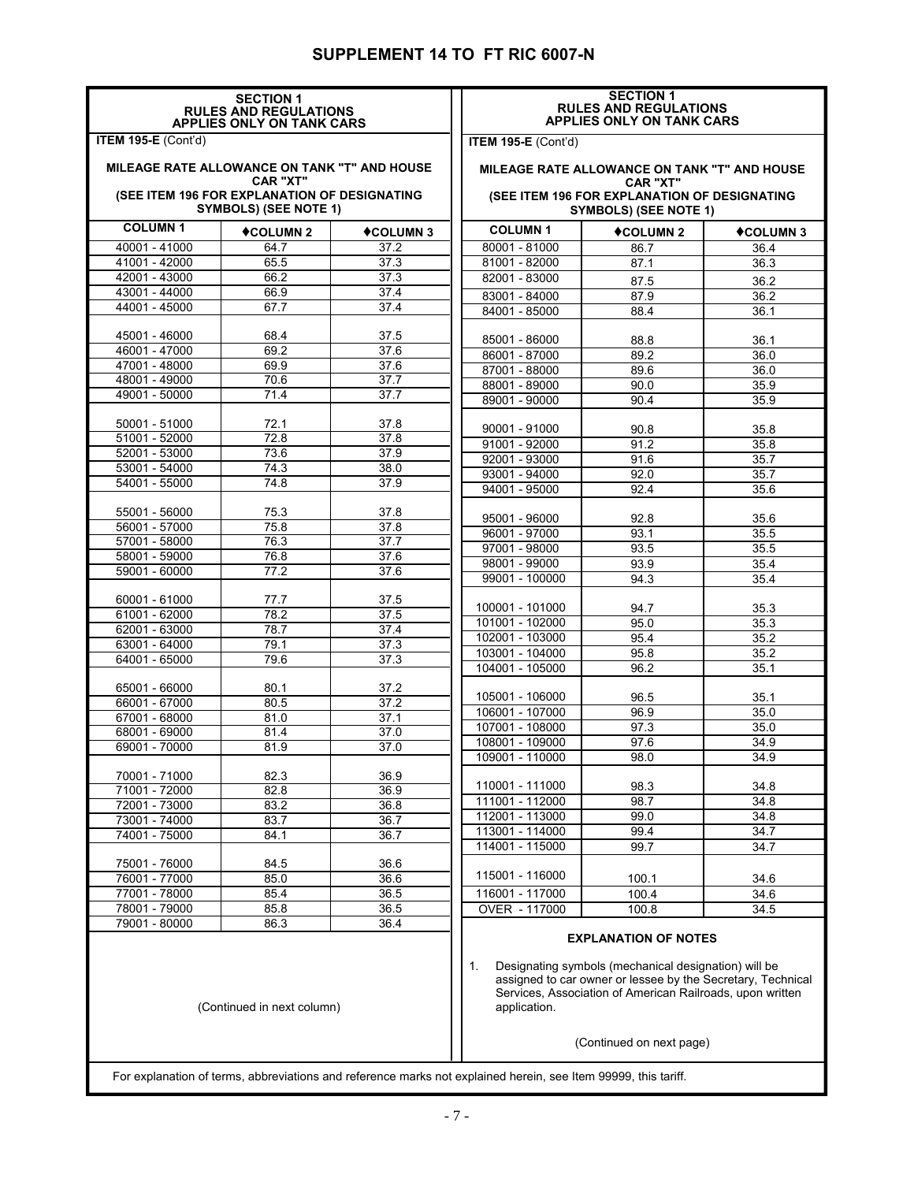# SUPPLEMENT 14 TO FT RIC 6007-N

## SECTION 1
## RULES AND REGULATIONS
## APPLIES ONLY ON TANK CARS

**ITEM 195-E** (Cont'd)

**MILEAGE RATE ALLOWANCE ON TANK "T" AND HOUSE CAR "XT"**
**(SEE ITEM 196 FOR EXPLANATION OF DESIGNATING SYMBOLS) (SEE NOTE 1)**

| COLUMN 1 | ♦COLUMN 2 | ♦COLUMN 3 |
|---|---|---|
| 40001 - 41000 | 64.7 | 37.2 |
| 41001 - 42000 | 65.5 | 37.3 |
| 42001 - 43000 | 66.2 | 37.3 |
| 43001 - 44000 | 66.9 | 37.4 |
| 44001 - 45000 | 67.7 | 37.4 |
| 45001 - 46000 | 68.4 | 37.5 |
| 46001 - 47000 | 69.2 | 37.6 |
| 47001 - 48000 | 69.9 | 37.6 |
| 48001 - 49000 | 70.6 | 37.7 |
| 49001 - 50000 | 71.4 | 37.7 |
| 50001 - 51000 | 72.1 | 37.8 |
| 51001 - 52000 | 72.8 | 37.8 |
| 52001 - 53000 | 73.6 | 37.9 |
| 53001 - 54000 | 74.3 | 38.0 |
| 54001 - 55000 | 74.8 | 37.9 |
| 55001 - 56000 | 75.3 | 37.8 |
| 56001 - 57000 | 75.8 | 37.8 |
| 57001 - 58000 | 76.3 | 37.7 |
| 58001 - 59000 | 76.8 | 37.6 |
| 59001 - 60000 | 77.2 | 37.6 |
| 60001 - 61000 | 77.7 | 37.5 |
| 61001 - 62000 | 78.2 | 37.5 |
| 62001 - 63000 | 78.7 | 37.4 |
| 63001 - 64000 | 79.1 | 37.3 |
| 64001 - 65000 | 79.6 | 37.3 |
| 65001 - 66000 | 80.1 | 37.2 |
| 66001 - 67000 | 80.5 | 37.2 |
| 67001 - 68000 | 81.0 | 37.1 |
| 68001 - 69000 | 81.4 | 37.0 |
| 69001 - 70000 | 81.9 | 37.0 |
| 70001 - 71000 | 82.3 | 36.9 |
| 71001 - 72000 | 82.8 | 36.9 |
| 72001 - 73000 | 83.2 | 36.8 |
| 73001 - 74000 | 83.7 | 36.7 |
| 74001 - 75000 | 84.1 | 36.7 |
| 75001 - 76000 | 84.5 | 36.6 |
| 76001 - 77000 | 85.0 | 36.6 |
| 77001 - 78000 | 85.4 | 36.5 |
| 78001 - 79000 | 85.8 | 36.5 |
| 79001 - 80000 | 86.3 | 36.4 |
| 80001 - 81000 | 86.7 | 36.4 |
| 81001 - 82000 | 87.1 | 36.3 |
| 82001 - 83000 | 87.5 | 36.2 |
| 83001 - 84000 | 87.9 | 36.2 |
| 84001 - 85000 | 88.4 | 36.1 |
| 85001 - 86000 | 88.8 | 36.1 |
| 86001 - 87000 | 89.2 | 36.0 |
| 87001 - 88000 | 89.6 | 36.0 |
| 88001 - 89000 | 90.0 | 35.9 |
| 89001 - 90000 | 90.4 | 35.9 |
| 90001 - 91000 | 90.8 | 35.8 |
| 91001 - 92000 | 91.2 | 35.8 |
| 92001 - 93000 | 91.6 | 35.7 |
| 93001 - 94000 | 92.0 | 35.7 |
| 94001 - 95000 | 92.4 | 35.6 |
| 95001 - 96000 | 92.8 | 35.6 |
| 96001 - 97000 | 93.1 | 35.5 |
| 97001 - 98000 | 93.5 | 35.5 |
| 98001 - 99000 | 93.9 | 35.4 |
| 99001 - 100000 | 94.3 | 35.4 |
| 100001 - 101000 | 94.7 | 35.3 |
| 101001 - 102000 | 95.0 | 35.3 |
| 102001 - 103000 | 95.4 | 35.2 |
| 103001 - 104000 | 95.8 | 35.2 |
| 104001 - 105000 | 96.2 | 35.1 |
| 105001 - 106000 | 96.5 | 35.1 |
| 106001 - 107000 | 96.9 | 35.0 |
| 107001 - 108000 | 97.3 | 35.0 |
| 108001 - 109000 | 97.6 | 34.9 |
| 109001 - 110000 | 98.0 | 34.9 |
| 110001 - 111000 | 98.3 | 34.8 |
| 111001 - 112000 | 98.7 | 34.8 |
| 112001 - 113000 | 99.0 | 34.8 |
| 113001 - 114000 | 99.4 | 34.7 |
| 114001 - 115000 | 99.7 | 34.7 |
| 115001 - 116000 | 100.1 | 34.6 |
| 116001 - 117000 | 100.4 | 34.6 |
| OVER - 117000 | 100.8 | 34.5 |

**EXPLANATION OF NOTES**

1. Designating symbols (mechanical designation) will be assigned to car owner or lessee by the Secretary, Technical Services, Association of American Railroads, upon written application.

(Continued on next page)

For explanation of terms, abbreviations and reference marks not explained herein, see Item 99999, this tariff.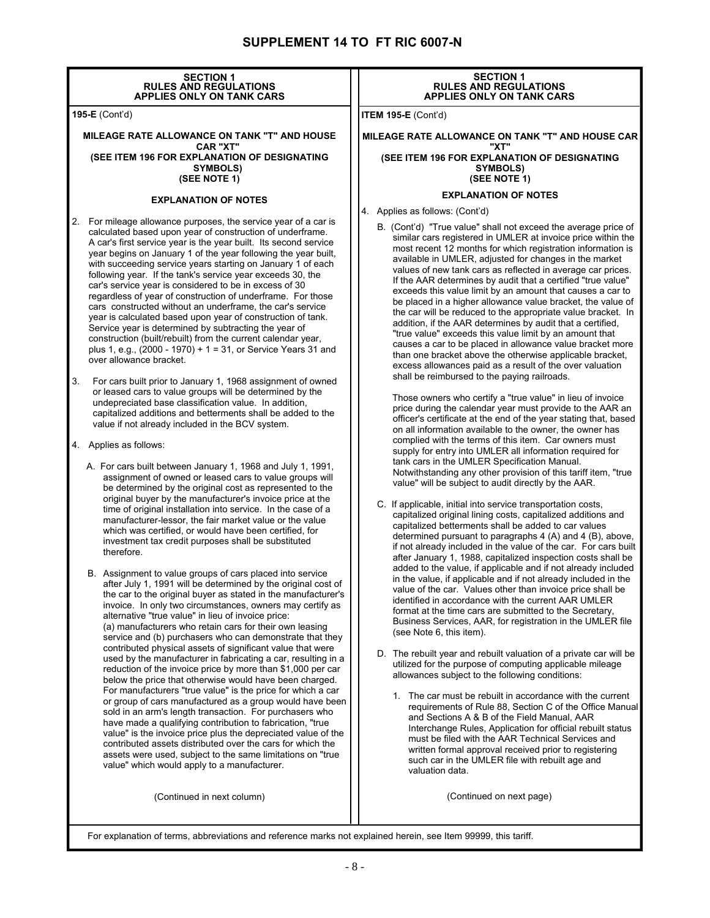# SUPPLEMENT 14 TO FT RIC 6007-N

**SECTION 1**
**RULES AND REGULATIONS**
**APPLIES ONLY ON TANK CARS**

**195-E** (Cont'd)

**MILEAGE RATE ALLOWANCE ON TANK "T" AND HOUSE CAR "XT"**
**(SEE ITEM 196 FOR EXPLANATION OF DESIGNATING SYMBOLS)**
**(SEE NOTE 1)**

**EXPLANATION OF NOTES**

2. For mileage allowance purposes, the service year of a car is calculated based upon year of construction of underframe. A car's first service year is the year built. Its second service year begins on January 1 of the year following the year built, with succeeding service years starting on January 1 of each following year. If the tank's service year exceeds 30, the car's service year is considered to be in excess of 30 regardless of year of construction of underframe. For those cars constructed without an underframe, the car's service year is calculated based upon year of construction of tank. Service year is determined by subtracting the year of construction (built/rebuilt) from the current calendar year, plus 1, e.g., (2000 - 1970) + 1 = 31, or Service Years 31 and over allowance bracket.

3. For cars built prior to January 1, 1968 assignment of owned or leased cars to value groups will be determined by the undepreciated base classification value. In addition, capitalized additions and betterments shall be added to the value if not already included in the BCV system.

4. Applies as follows:

   A. For cars built between January 1, 1968 and July 1, 1991, assignment of owned or leased cars to value groups will be determined by the original cost as represented to the original buyer by the manufacturer's invoice price at the time of original installation into service. In the case of a manufacturer-lessor, the fair market value or the value which was certified, or would have been certified, for investment tax credit purposes shall be substituted therefore.

   B. Assignment to value groups of cars placed into service after July 1, 1991 will be determined by the original cost of the car to the original buyer as stated in the manufacturer's invoice. In only two circumstances, owners may certify as alternative "true value" in lieu of invoice price: (a) manufacturers who retain cars for their own leasing service and (b) purchasers who can demonstrate that they contributed physical assets of significant value that were used by the manufacturer in fabricating a car, resulting in a reduction of the invoice price by more than $1,000 per car below the price that otherwise would have been charged. For manufacturers "true value" is the price for which a car or group of cars manufactured as a group would have been sold in an arm's length transaction. For purchasers who have made a qualifying contribution to fabrication, "true value" is the invoice price plus the depreciated value of the contributed assets distributed over the cars for which the assets were used, subject to the same limitations on "true value" which would apply to a manufacturer.

(Continued in next column)

**SECTION 1**
**RULES AND REGULATIONS**
**APPLIES ONLY ON TANK CARS**

**ITEM 195-E** (Cont'd)

**MILEAGE RATE ALLOWANCE ON TANK "T" AND HOUSE CAR "XT"**
**(SEE ITEM 196 FOR EXPLANATION OF DESIGNATING SYMBOLS)**
**(SEE NOTE 1)**

**EXPLANATION OF NOTES**

4. Applies as follows: (Cont'd)

   B. (Cont'd) "True value" shall not exceed the average price of similar cars registered in UMLER at invoice price within the most recent 12 months for which registration information is available in UMLER, adjusted for changes in the market values of new tank cars as reflected in average car prices. If the AAR determines by audit that a certified "true value" exceeds this value limit by an amount that causes a car to be placed in a higher allowance value bracket, the value of the car will be reduced to the appropriate value bracket. In addition, if the AAR determines by audit that a certified, "true value" exceeds this value limit by an amount that causes a car to be placed in allowance value bracket more than one bracket above the otherwise applicable bracket, excess allowances paid as a result of the over valuation shall be reimbursed to the paying railroads.

   Those owners who certify a "true value" in lieu of invoice price during the calendar year must provide to the AAR an officer's certificate at the end of the year stating that, based on all information available to the owner, the owner has complied with the terms of this item. Car owners must supply for entry into UMLER all information required for tank cars in the UMLER Specification Manual. Notwithstanding any other provision of this tariff item, "true value" will be subject to audit directly by the AAR.

   C. If applicable, initial into service transportation costs, capitalized original lining costs, capitalized additions and capitalized betterments shall be added to car values determined pursuant to paragraphs 4 (A) and 4 (B), above, if not already included in the value of the car. For cars built after January 1, 1988, capitalized inspection costs shall be added to the value, if applicable and if not already included in the value, if applicable and if not already included in the value of the car. Values other than invoice price shall be identified in accordance with the current AAR UMLER format at the time cars are submitted to the Secretary, Business Services, AAR, for registration in the UMLER file (see Note 6, this item).

   D. The rebuilt year and rebuilt valuation of a private car will be utilized for the purpose of computing applicable mileage allowances subject to the following conditions:

      1. The car must be rebuilt in accordance with the current requirements of Rule 88, Section C of the Office Manual and Sections A & B of the Field Manual, AAR Interchange Rules, Application for official rebuilt status must be filed with the AAR Technical Services and written formal approval received prior to registering such car in the UMLER file with rebuilt age and valuation data.

(Continued on next page)

For explanation of terms, abbreviations and reference marks not explained herein, see Item 99999, this tariff.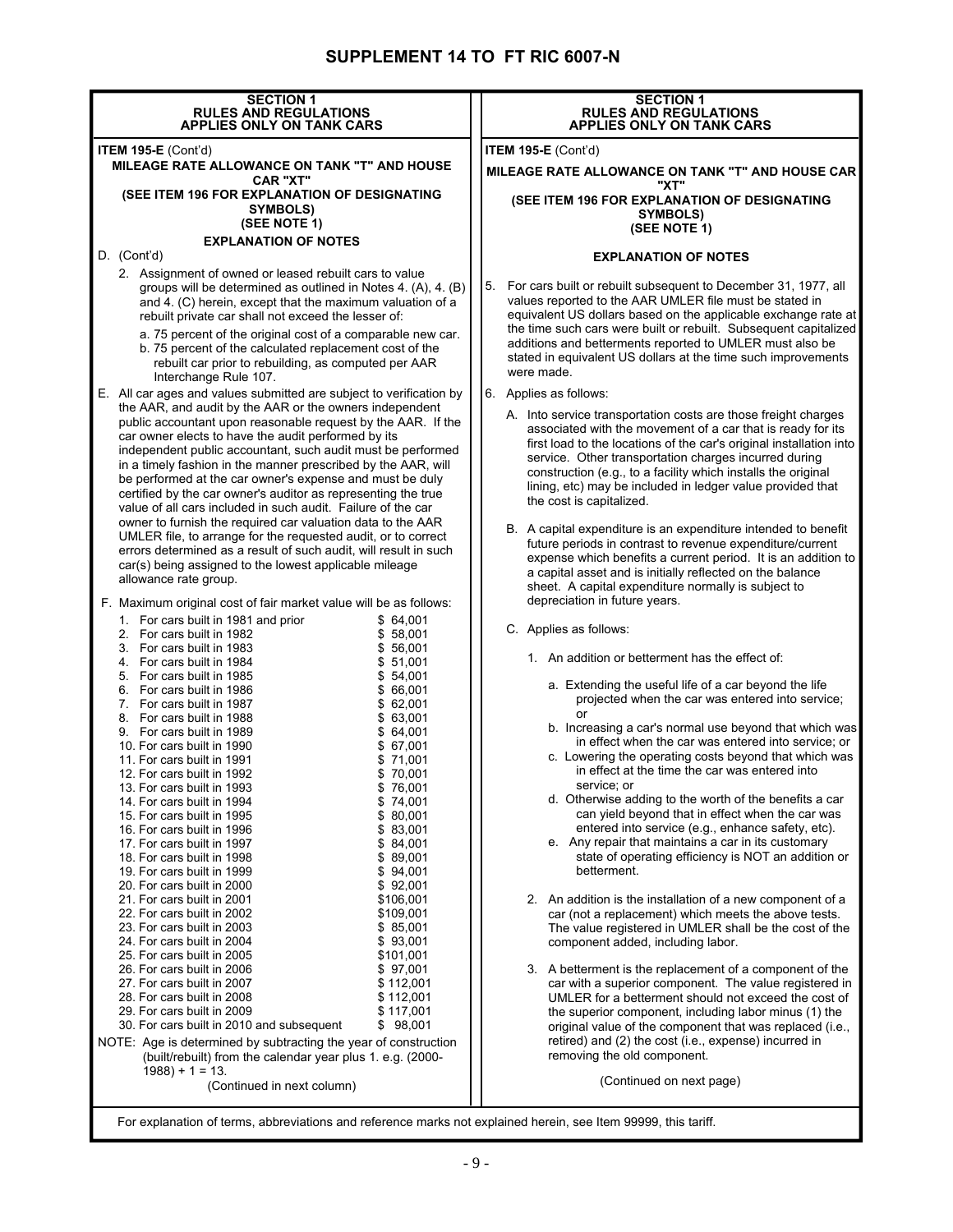# SUPPLEMENT 14 TO FT RIC 6007-N

## SECTION 1
## RULES AND REGULATIONS
## APPLIES ONLY ON TANK CARS

**ITEM 195-E** (Cont'd)

**MILEAGE RATE ALLOWANCE ON TANK "T" AND HOUSE CAR "XT"**
**(SEE ITEM 196 FOR EXPLANATION OF DESIGNATING SYMBOLS)**
**(SEE NOTE 1)**

**EXPLANATION OF NOTES**

D. (Cont'd)

2. Assignment of owned or leased rebuilt cars to value groups will be determined as outlined in Notes 4. (A), 4. (B) and 4. (C) herein, except that the maximum valuation of a rebuilt private car shall not exceed the lesser of:
   - a. 75 percent of the original cost of a comparable new car.
   - b. 75 percent of the calculated replacement cost of the rebuilt car prior to rebuilding, as computed per AAR Interchange Rule 107.

E. All car ages and values submitted are subject to verification by the AAR, and audit by the AAR or the owners independent public accountant upon reasonable request by the AAR. If the car owner elects to have the audit performed by its independent public accountant, such audit must be performed in a timely fashion in the manner prescribed by the AAR, will be performed at the car owner's expense and must be duly certified by the car owner's auditor as representing the true value of all cars included in such audit. Failure of the car owner to furnish the required car valuation data to the AAR UMLER file, to arrange for the requested audit, or to correct errors determined as a result of such audit, will result in such car(s) being assigned to the lowest applicable mileage allowance rate group.

F. Maximum original cost of fair market value will be as follows:

| | |
|---|---|
| 1. For cars built in 1981 and prior | $ 64,001 |
| 2. For cars built in 1982 | $ 58,001 |
| 3. For cars built in 1983 | $ 56,001 |
| 4. For cars built in 1984 | $ 51,001 |
| 5. For cars built in 1985 | $ 54,001 |
| 6. For cars built in 1986 | $ 66,001 |
| 7. For cars built in 1987 | $ 62,001 |
| 8. For cars built in 1988 | $ 63,001 |
| 9. For cars built in 1989 | $ 64,001 |
| 10. For cars built in 1990 | $ 67,001 |
| 11. For cars built in 1991 | $ 71,001 |
| 12. For cars built in 1992 | $ 70,001 |
| 13. For cars built in 1993 | $ 76,001 |
| 14. For cars built in 1994 | $ 74,001 |
| 15. For cars built in 1995 | $ 80,001 |
| 16. For cars built in 1996 | $ 83,001 |
| 17. For cars built in 1997 | $ 84,001 |
| 18. For cars built in 1998 | $ 89,001 |
| 19. For cars built in 1999 | $ 94,001 |
| 20. For cars built in 2000 | $ 92,001 |
| 21. For cars built in 2001 | $106,001 |
| 22. For cars built in 2002 | $109,001 |
| 23. For cars built in 2003 | $ 85,001 |
| 24. For cars built in 2004 | $ 93,001 |
| 25. For cars built in 2005 | $101,001 |
| 26. For cars built in 2006 | $ 97,001 |
| 27. For cars built in 2007 | $ 112,001 |
| 28. For cars built in 2008 | $ 112,001 |
| 29. For cars built in 2009 | $ 117,001 |
| 30. For cars built in 2010 and subsequent | $ 98,001 |

NOTE: Age is determined by subtracting the year of construction (built/rebuilt) from the calendar year plus 1. e.g. (2000-1988) + 1 = 13.

(Continued in next column)

5. For cars built or rebuilt subsequent to December 31, 1977, all values reported to the AAR UMLER file must be stated in equivalent US dollars based on the applicable exchange rate at the time such cars were built or rebuilt. Subsequent capitalized additions and betterments reported to UMLER must also be stated in equivalent US dollars at the time such improvements were made.

6. Applies as follows:

   A. Into service transportation costs are those freight charges associated with the movement of a car that is ready for its first load to the locations of the car's original installation into service. Other transportation charges incurred during construction (e.g., to a facility which installs the original lining, etc) may be included in ledger value provided that the cost is capitalized.

   B. A capital expenditure is an expenditure intended to benefit future periods in contrast to revenue expenditure/current expense which benefits a current period. It is an addition to a capital asset and is initially reflected on the balance sheet. A capital expenditure normally is subject to depreciation in future years.

   C. Applies as follows:

      1. An addition or betterment has the effect of:
         - a. Extending the useful life of a car beyond the life projected when the car was entered into service; or
         - b. Increasing a car's normal use beyond that which was in effect when the car was entered into service; or
         - c. Lowering the operating costs beyond that which was in effect at the time the car was entered into service; or
         - d. Otherwise adding to the worth of the benefits a car can yield beyond that in effect when the car was entered into service (e.g., enhance safety, etc).
         - e. Any repair that maintains a car in its customary state of operating efficiency is NOT an addition or betterment.

      2. An addition is the installation of a new component of a car (not a replacement) which meets the above tests. The value registered in UMLER shall be the cost of the component added, including labor.

      3. A betterment is the replacement of a component of the car with a superior component. The value registered in UMLER for a betterment should not exceed the cost of the superior component, including labor minus (1) the original value of the component that was replaced (i.e., retired) and (2) the cost (i.e., expense) incurred in removing the old component.

(Continued on next page)

For explanation of terms, abbreviations and reference marks not explained herein, see Item 99999, this tariff.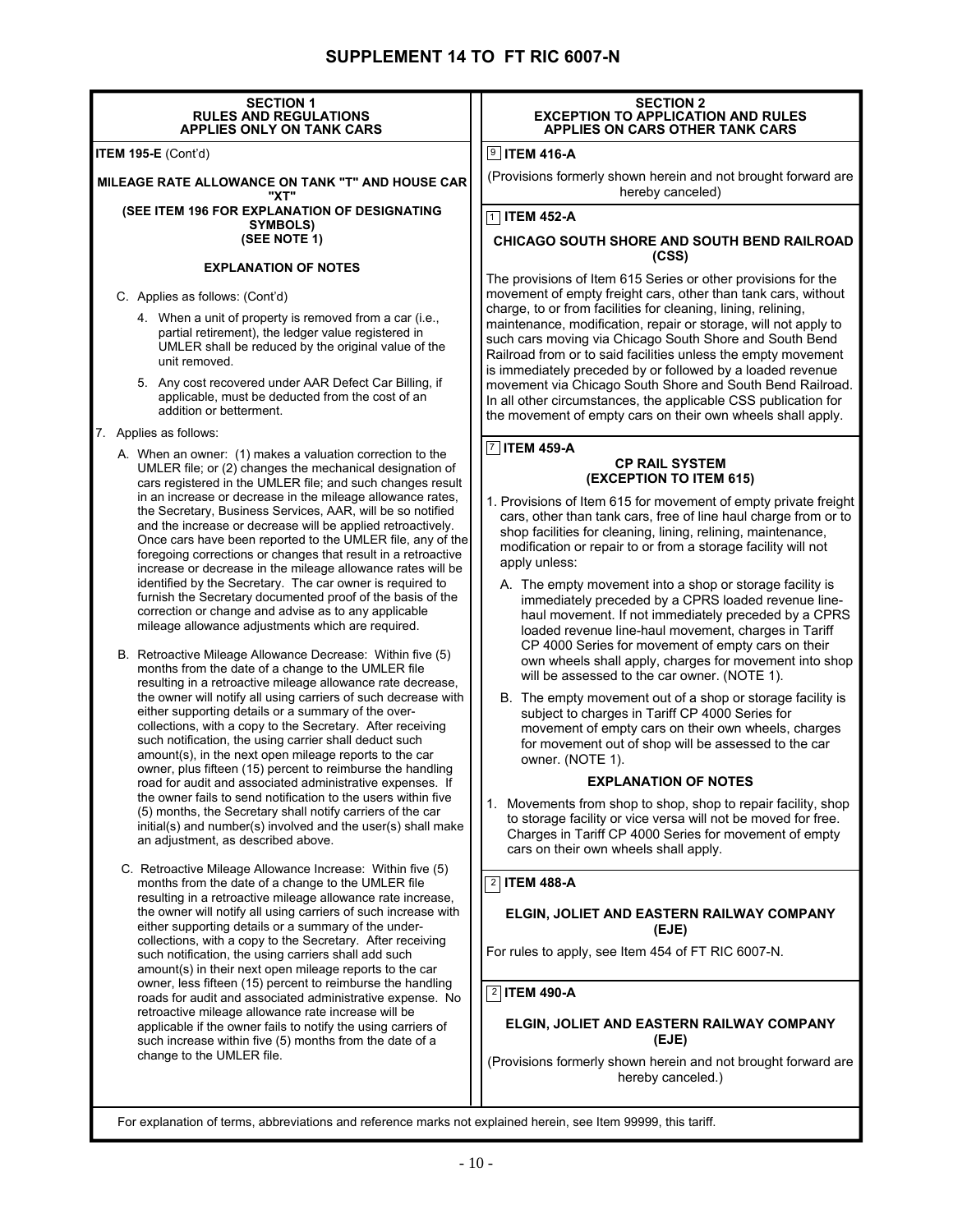# SUPPLEMENT 14 TO FT RIC 6007-N

## SECTION 1
## RULES AND REGULATIONS
## APPLIES ONLY ON TANK CARS

**ITEM 195-E** (Cont'd)

**MILEAGE RATE ALLOWANCE ON TANK "T" AND HOUSE CAR "XT"**

**(SEE ITEM 196 FOR EXPLANATION OF DESIGNATING SYMBOLS)**
**(SEE NOTE 1)**

**EXPLANATION OF NOTES**

C. Applies as follows: (Cont'd)

4. When a unit of property is removed from a car (i.e., partial retirement), the ledger value registered in UMLER shall be reduced by the original value of the unit removed.

5. Any cost recovered under AAR Defect Car Billing, if applicable, must be deducted from the cost of an addition or betterment.

7. Applies as follows:

A. When an owner: (1) makes a valuation correction to the UMLER file; or (2) changes the mechanical designation of cars registered in the UMLER file; and such changes result in an increase or decrease in the mileage allowance rates, the Secretary, Business Services, AAR, will be so notified and the increase or decrease will be applied retroactively. Once cars have been reported to the UMLER file, any of the foregoing corrections or changes that result in a retroactive increase or decrease in the mileage allowance rates will be identified by the Secretary. The car owner is required to furnish the Secretary documented proof of the basis of the correction or change and advise as to any applicable mileage allowance adjustments which are required.

B. Retroactive Mileage Allowance Decrease: Within five (5) months from the date of a change to the UMLER file resulting in a retroactive mileage allowance rate decrease, the owner will notify all using carriers of such decrease with either supporting details or a summary of the over-collections, with a copy to the Secretary. After receiving such notification, the using carrier shall deduct such amount(s), in the next open mileage reports to the car owner, plus fifteen (15) percent to reimburse the handling road for audit and associated administrative expenses. If the owner fails to send notification to the users within five (5) months, the Secretary shall notify carriers of the car initial(s) and number(s) involved and the user(s) shall make an adjustment, as described above.

C. Retroactive Mileage Allowance Increase: Within five (5) months from the date of a change to the UMLER file resulting in a retroactive mileage allowance rate increase, the owner will notify all using carriers of such increase with either supporting details or a summary of the under-collections, with a copy to the Secretary. After receiving such notification, the using carriers shall add such amount(s) in their next open mileage reports to the car owner, less fifteen (15) percent to reimburse the handling roads for audit and associated administrative expense. No retroactive mileage allowance rate increase will be applicable if the owner fails to notify the using carriers of such increase within five (5) months from the date of a change to the UMLER file.

## SECTION 2
## EXCEPTION TO APPLICATION AND RULES
## APPLIES ON CARS OTHER TANK CARS

[9] **ITEM 416-A**

(Provisions formerly shown herein and not brought forward are hereby canceled)

[1] **ITEM 452-A**

**CHICAGO SOUTH SHORE AND SOUTH BEND RAILROAD (CSS)**

The provisions of Item 615 Series or other provisions for the movement of empty freight cars, other than tank cars, without charge, to or from facilities for cleaning, lining, relining, maintenance, modification, repair or storage, will not apply to such cars moving via Chicago South Shore and South Bend Railroad from or to said facilities unless the empty movement is immediately preceded by or followed by a loaded revenue movement via Chicago South Shore and South Bend Railroad. In all other circumstances, the applicable CSS publication for the movement of empty cars on their own wheels shall apply.

[7] **ITEM 459-A**

**CP RAIL SYSTEM**
**(EXCEPTION TO ITEM 615)**

1. Provisions of Item 615 for movement of empty private freight cars, other than tank cars, free of line haul charge from or to shop facilities for cleaning, lining, relining, maintenance, modification or repair to or from a storage facility will not apply unless:

   A. The empty movement into a shop or storage facility is immediately preceded by a CPRS loaded revenue line-haul movement. If not immediately preceded by a CPRS loaded revenue line-haul movement, charges in Tariff CP 4000 Series for movement of empty cars on their own wheels shall apply, charges for movement into shop will be assessed to the car owner. (NOTE 1).

   B. The empty movement out of a shop or storage facility is subject to charges in Tariff CP 4000 Series for movement of empty cars on their own wheels, charges for movement out of shop will be assessed to the car owner. (NOTE 1).

**EXPLANATION OF NOTES**

1. Movements from shop to shop, shop to repair facility, shop to storage facility or vice versa will not be moved for free. Charges in Tariff CP 4000 Series for movement of empty cars on their own wheels shall apply.

[2] **ITEM 488-A**

**ELGIN, JOLIET AND EASTERN RAILWAY COMPANY (EJE)**

For rules to apply, see Item 454 of FT RIC 6007-N.

[2] **ITEM 490-A**

**ELGIN, JOLIET AND EASTERN RAILWAY COMPANY (EJE)**

(Provisions formerly shown herein and not brought forward are hereby canceled.)

For explanation of terms, abbreviations and reference marks not explained herein, see Item 99999, this tariff.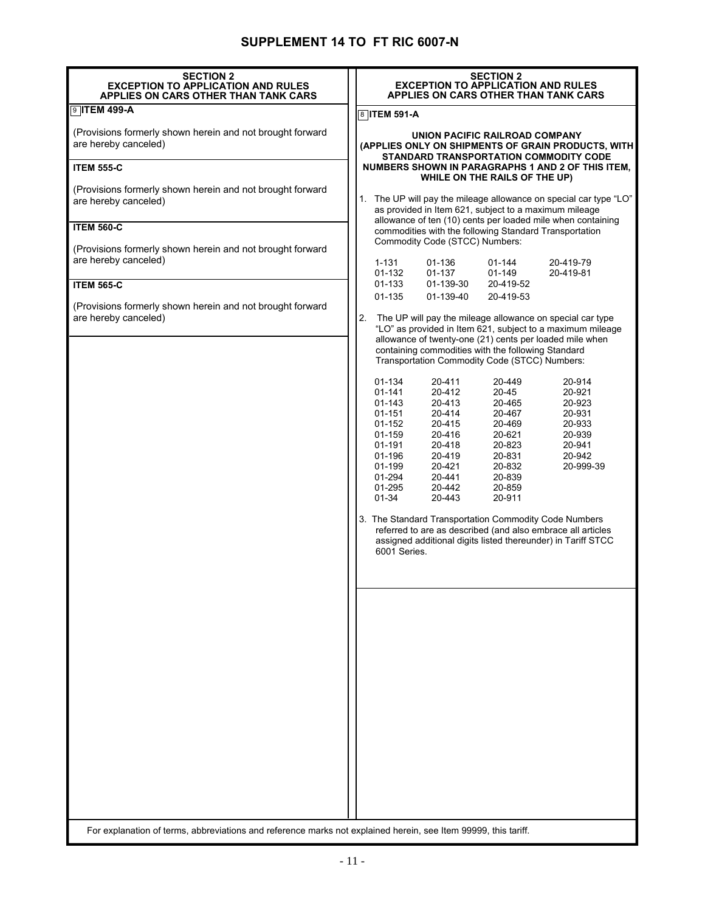# SUPPLEMENT 14 TO FT RIC 6007-N

## SECTION 2
## EXCEPTION TO APPLICATION AND RULES
## APPLIES ON CARS OTHER THAN TANK CARS

**9 ITEM 499-A**

(Provisions formerly shown herein and not brought forward are hereby canceled)

**ITEM 555-C**

(Provisions formerly shown herein and not brought forward are hereby canceled)

**ITEM 560-C**

(Provisions formerly shown herein and not brought forward are hereby canceled)

**ITEM 565-C**

(Provisions formerly shown herein and not brought forward are hereby canceled)

## SECTION 2
## EXCEPTION TO APPLICATION AND RULES
## APPLIES ON CARS OTHER THAN TANK CARS

**8 ITEM 591-A**

**UNION PACIFIC RAILROAD COMPANY**
**(APPLIES ONLY ON SHIPMENTS OF GRAIN PRODUCTS, WITH STANDARD TRANSPORTATION COMMODITY CODE NUMBERS SHOWN IN PARAGRAPHS 1 AND 2 OF THIS ITEM, WHILE ON THE RAILS OF THE UP)**

1. The UP will pay the mileage allowance on special car type "LO" as provided in Item 621, subject to a maximum mileage allowance of ten (10) cents per loaded mile when containing commodities with the following Standard Transportation Commodity Code (STCC) Numbers:

| | | | |
|---|---|---|---|
| 1-131 | 01-136 | 01-144 | 20-419-79 |
| 01-132 | 01-137 | 01-149 | 20-419-81 |
| 01-133 | 01-139-30 | 20-419-52 | |
| 01-135 | 01-139-40 | 20-419-53 | |

2. The UP will pay the mileage allowance on special car type "LO" as provided in Item 621, subject to a maximum mileage allowance of twenty-one (21) cents per loaded mile when containing commodities with the following Standard Transportation Commodity Code (STCC) Numbers:

| | | | |
|---|---|---|---|
| 01-134 | 20-411 | 20-449 | 20-914 |
| 01-141 | 20-412 | 20-45 | 20-921 |
| 01-143 | 20-413 | 20-465 | 20-923 |
| 01-151 | 20-414 | 20-467 | 20-931 |
| 01-152 | 20-415 | 20-469 | 20-933 |
| 01-159 | 20-416 | 20-621 | 20-939 |
| 01-191 | 20-418 | 20-823 | 20-941 |
| 01-196 | 20-419 | 20-831 | 20-942 |
| 01-199 | 20-421 | 20-832 | 20-999-39 |
| 01-294 | 20-441 | 20-839 | |
| 01-295 | 20-442 | 20-859 | |
| 01-34 | 20-443 | 20-911 | |

3. The Standard Transportation Commodity Code Numbers referred to are as described (and also embrace all articles assigned additional digits listed thereunder) in Tariff STCC 6001 Series.

For explanation of terms, abbreviations and reference marks not explained herein, see Item 99999, this tariff.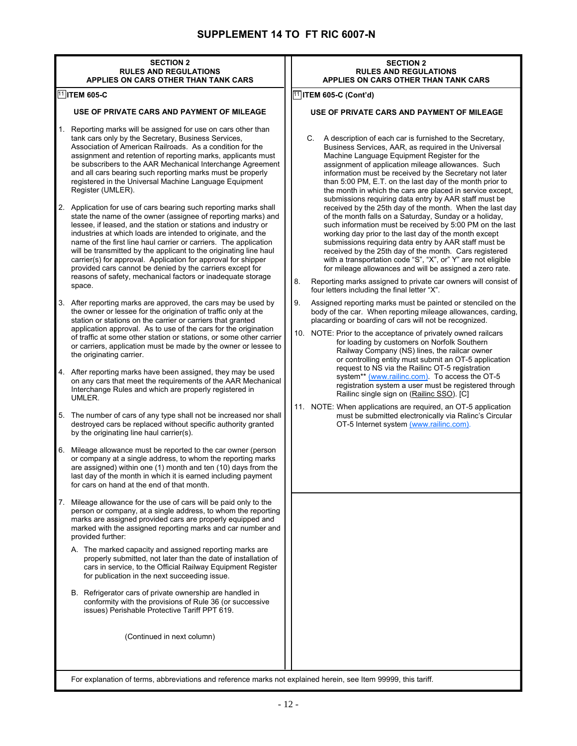# SUPPLEMENT 14 TO FT RIC 6007-N

## SECTION 2
## RULES AND REGULATIONS
## APPLIES ON CARS OTHER THAN TANK CARS

[11] **ITEM 605-C**

### USE OF PRIVATE CARS AND PAYMENT OF MILEAGE

1. Reporting marks will be assigned for use on cars other than tank cars only by the Secretary, Business Services, Association of American Railroads. As a condition for the assignment and retention of reporting marks, applicants must be subscribers to the AAR Mechanical Interchange Agreement and all cars bearing such reporting marks must be properly registered in the Universal Machine Language Equipment Register (UMLER).

2. Application for use of cars bearing such reporting marks shall state the name of the owner (assignee of reporting marks) and lessee, if leased, and the station or stations and industry or industries at which loads are intended to originate, and the name of the first line haul carrier or carriers. The application will be transmitted by the applicant to the originating line haul carrier(s) for approval. Application for approval for shipper provided cars cannot be denied by the carriers except for reasons of safety, mechanical factors or inadequate storage space.

3. After reporting marks are approved, the cars may be used by the owner or lessee for the origination of traffic only at the station or stations for the carrier or carriers that granted application approval. As to use of the cars for the origination of traffic at some other station or stations, or some other carrier or carriers, application must be made by the owner or lessee to the originating carrier.

4. After reporting marks have been assigned, they may be used on any cars that meet the requirements of the AAR Mechanical Interchange Rules and which are properly registered in UMLER.

5. The number of cars of any type shall not be increased nor shall destroyed cars be replaced without specific authority granted by the originating line haul carrier(s).

6. Mileage allowance must be reported to the car owner (person or company at a single address, to whom the reporting marks are assigned) within one (1) month and ten (10) days from the last day of the month in which it is earned including payment for cars on hand at the end of that month.

7. Mileage allowance for the use of cars will be paid only to the person or company, at a single address, to whom the reporting marks are assigned provided cars are properly equipped and marked with the assigned reporting marks and car number and provided further:

   A. The marked capacity and assigned reporting marks are properly submitted, not later than the date of installation of cars in service, to the Official Railway Equipment Register for publication in the next succeeding issue.

   B. Refrigerator cars of private ownership are handled in conformity with the provisions of Rule 36 (or successive issues) Perishable Protective Tariff PPT 619.

(Continued in next column)

[11] **ITEM 605-C (Cont'd)**

### USE OF PRIVATE CARS AND PAYMENT OF MILEAGE

   C. A description of each car is furnished to the Secretary, Business Services, AAR, as required in the Universal Machine Language Equipment Register for the assignment of application mileage allowances. Such information must be received by the Secretary not later than 5:00 PM, E.T. on the last day of the month prior to the month in which the cars are placed in service except, submissions requiring data entry by AAR staff must be received by the 25th day of the month. When the last day of the month falls on a Saturday, Sunday or a holiday, such information must be received by 5:00 PM on the last working day prior to the last day of the month except submissions requiring data entry by AAR staff must be received by the 25th day of the month. Cars registered with a transportation code "S", "X", or" Y" are not eligible for mileage allowances and will be assigned a zero rate.

8. Reporting marks assigned to private car owners will consist of four letters including the final letter "X".

9. Assigned reporting marks must be painted or stenciled on the body of the car. When reporting mileage allowances, carding, placarding or boarding of cars will not be recognized.

10. NOTE: Prior to the acceptance of privately owned railcars for loading by customers on Norfolk Southern Railway Company (NS) lines, the railcar owner or controlling entity must submit an OT-5 application request to NS via the Railinc OT-5 registration system** (www.railinc.com). To access the OT-5 registration system a user must be registered through Railinc single sign on (Railinc SSO). [C]

11. NOTE: When applications are required, an OT-5 application must be submitted electronically via Ralinc's Circular OT-5 Internet system (www.railinc.com).

For explanation of terms, abbreviations and reference marks not explained herein, see Item 99999, this tariff.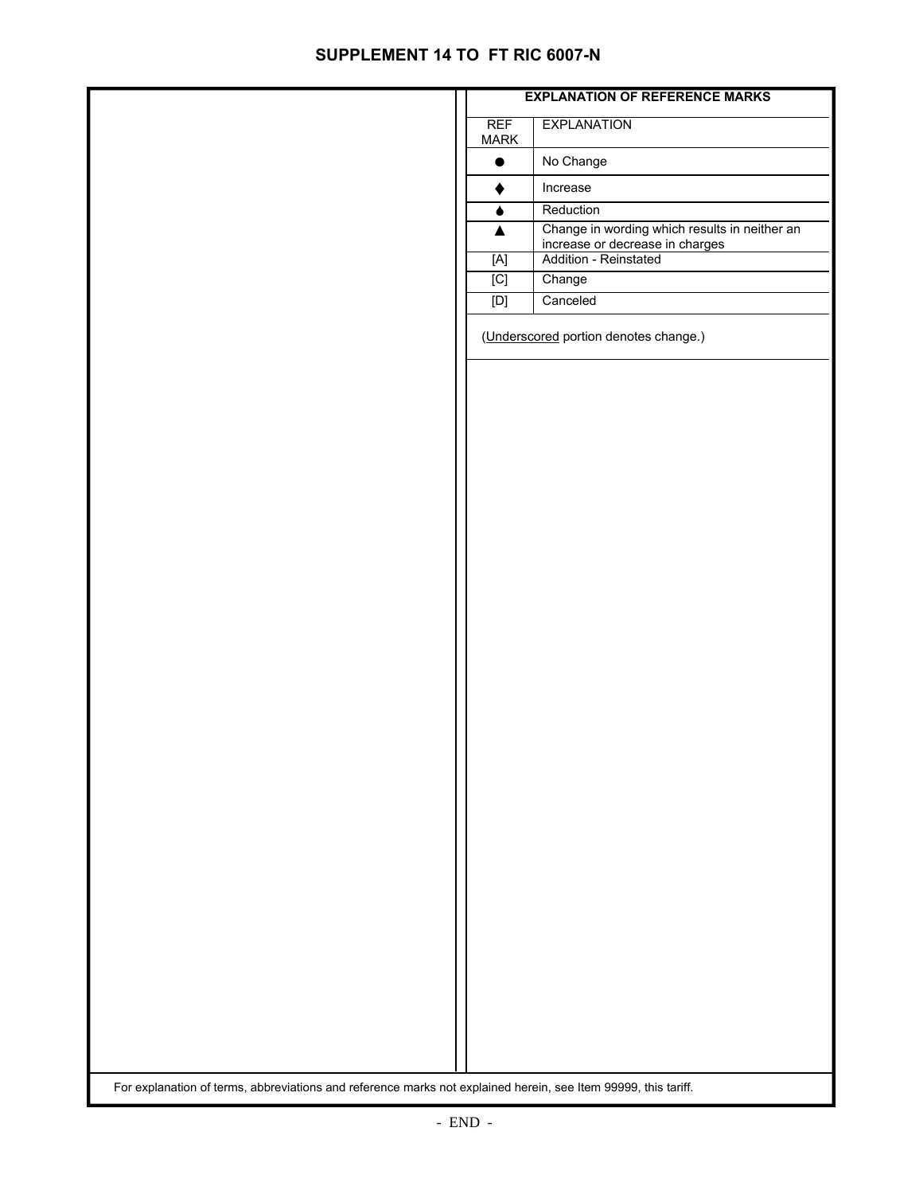# SUPPLEMENT 14 TO FT RIC 6007-N

**EXPLANATION OF REFERENCE MARKS**

| REF MARK | EXPLANATION |
|---|---|
| ● | No Change |
| ♦ | Increase |
| ♦ | Reduction |
| ▲ | Change in wording which results in neither an increase or decrease in charges |
| [A] | Addition - Reinstated |
| [C] | Change |
| [D] | Canceled |

(Underscored portion denotes change.)

For explanation of terms, abbreviations and reference marks not explained herein, see Item 99999, this tariff.

- END -